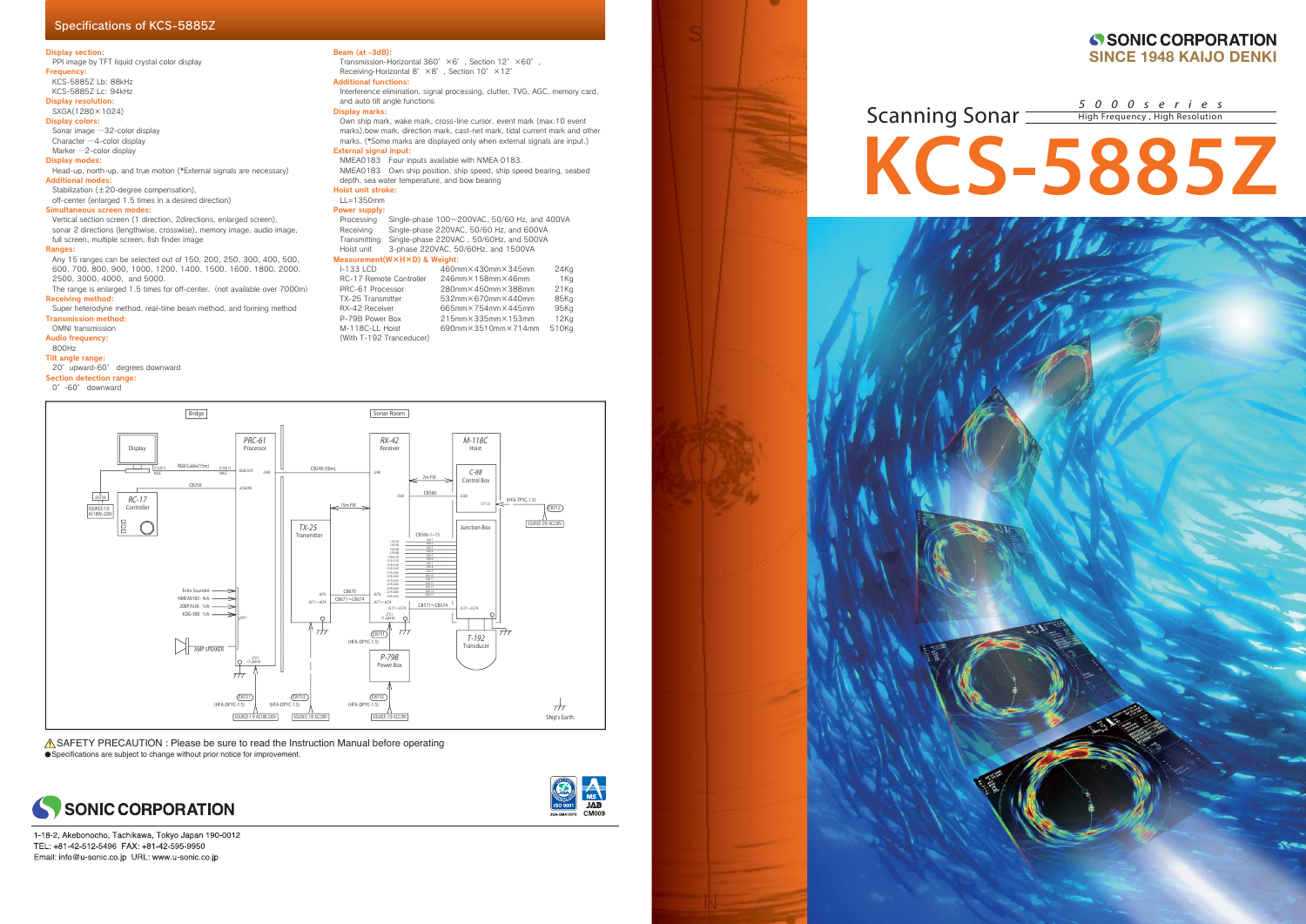# Specifications of KCS-5885Z

**Display section:**
PPI image by TFT liquid crystal color display

**Frequency:**
KCS-5885Z Lb: 88kHz
KCS-5885Z Lc: 94kHz

**Display resolution:**
SXGA(1280×1024)

**Display colors:**
Sonar image —32-color display
Character —4-color display
Marker —2-color display

**Display modes:**
Head-up, north-up, and true motion (*External signals are necessary)

**Additional modes:**
Stabilization (±20-degree compensation),
off-center (enlarged 1.5 times in a desired direction)

**Simultaneous screen modes:**
Vertical section screen (1 direction, 2directions, enlarged screen),
sonar 2 directions (lengthwise, crosswise), memory image, audio image,
full screen, multiple screen, fish finder image

**Ranges:**
Any 15 ranges can be selected out of 150, 200, 250, 300, 400, 500, 600, 700, 800, 900, 1000, 1200, 1400, 1500, 1600, 1800, 2000, 2500, 3000, 4000, and 5000.
The range is enlarged 1.5 times for off-center. (not available over 7000m)

**Receiving method:**
Super heterodyne method, real-time beam method, and forming method

**Transmission method:**
OMNI transmission

**Audio frequency:**
800Hz

**Tilt angle range:**
20° upward-60° degrees downward

**Section detection range:**
0°-60° downward

**Beam (at -3dB):**
Transmission-Horizontal 360°×6°, Section 12°×60°,
Receiving-Horizontal 8°×8°, Section 10°×12°

**Additional functions:**
Interference elimination, signal processing, clutter, TVG, AGC, memory card, and auto tilt angle functions

**Display marks:**
Own ship mark, wake mark, cross-line cursor, event mark (max.10 event marks),bow mark, direction mark, cast-net mark, tidal current mark and other marks. (*Some marks are displayed only when external signals are input.)

**External signal input:**
NMEA0183 Four inputs available with NMEA 0183.
NMEA0183 Own ship position, ship speed, ship speed bearing, seabed depth, sea water temperature, and bow bearing

**Hoist unit stroke:**
LL=1350mm

**Power supply:**

| | |
|---|---|
| Processing | Single-phase 100~200VAC, 50/60 Hz, and 400VA |
| Receiving | Single-phase 220VAC, 50/60 Hz, and 600VA |
| Transmitting | Single-phase 220VAC , 50/60Hz, and 500VA |
| Hoist unit | 3-phase 220VAC, 50/60Hz, and 1500VA |

**Measurement(W×H×D) & Weight:**

| | | |
|---|---|---|
| I-133 LCD | 460mm×430mm×345mm | 24Kg |
| RC-17 Remote Controller | 246mm×158mm×46mm | 1Kg |
| PRC-61 Processor | 280mm×450mm×388mm | 21Kg |
| TX-25 Transmitter | 532mm×670mm×440mm | 85Kg |
| RX-42 Receiver | 665mm×754mm×445mm | 95Kg |
| P-79B Power Box | 215mm×335mm×153mm | 12Kg |
| M-118C-LL Hoist (With T-192 Tranceducer) | 690mm×3510mm×714mm | 510Kg |

⚠SAFETY PRECAUTION : Please be sure to read the Instruction Manual before operating
● Specifications are subject to change without prior notice for improvement.

SONIC CORPORATION

1-18-2, Akebonocho, Tachikawa, Tokyo Japan 190-0012
TEL: +81-42-512-5496 FAX: +81-42-595-9950
Email: info@u-sonic.co.jp URL: www.u-sonic.co.jp

SONIC CORPORATION
SINCE 1948 KAIJO DENKI

Scanning Sonar
5000series
High Frequency , High Resolution

# KCS-5885Z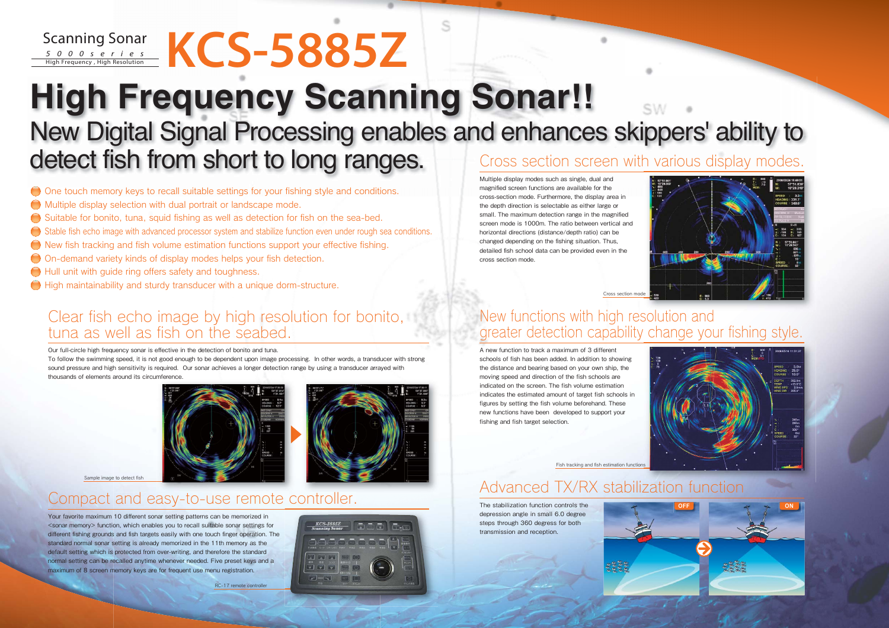Scanning Sonar

5000series

High Frequency, High Resolution

# KCS-5885Z

# High Frequency Scanning Sonar!!

## New Digital Signal Processing enables and enhances skippers' ability to detect fish from short to long ranges.

- One touch memory keys to recall suitable settings for your fishing style and conditions.
- Multiple display selection with dual portrait or landscape mode.
- Suitable for bonito, tuna, squid fishing as well as detection for fish on the sea-bed.
- Stable fish echo image with advanced processor system and stabilize function even under rough sea conditions.
- New fish tracking and fish volume estimation functions support your effective fishing.
- On-demand variety kinds of display modes helps your fish detection.
- Hull unit with guide ring offers safety and toughness.
- High maintainability and sturdy transducer with a unique dorm-structure.

## Clear fish echo image by high resolution for bonito, tuna as well as fish on the seabed.

Our full-circle high frequency sonar is effective in the detection of bonito and tuna.
To follow the swimming speed, it is not good enough to be dependent upon image processing. In other words, a transducer with strong sound pressure and high sensitivity is required. Our sonar achieves a longer detection range by using a transducer arrayed with thousands of elements around its circumference.

Sample image to detect fish

## Compact and easy-to-use remote controller.

Your favorite maximum 10 different sonar setting patterns can be memorized in <sonar memory> function, which enables you to recall suitable sonar settings for different fishing grounds and fish targets easily with one touch finger operation. The standard normal sonar setting is already memorized in the 11th memory as the default setting which is protected from over-writing, and therefore the standard normal setting can be recalled anytime whenever needed. Five preset keys and a maximum of 8 screen memory keys are for frequent use menu registration.

RC-17 remote controller

## Cross section screen with various display modes.

Multiple display modes such as single, dual and magnified screen functions are available for the cross-section mode. Furthermore, the display area in the depth direction is selectable as either large or small. The maximum detection range in the magnified screen mode is 1000m. The ratio between vertical and horizontal directions (distance/depth ratio) can be changed depending on the fishing situation. Thus, detailed fish school data can be provided even in the cross section mode.

Cross section mode

## New functions with high resolution and greater detection capability change your fishing style.

A new function to track a maximum of 3 different schools of fish has been added. In addition to showing the distance and bearing based on your own ship, the moving speed and direction of the fish schools are indicated on the screen. The fish volume estimation indicates the estimated amount of target fish schools in figures by setting the fish volume beforehand. These new functions have been developed to support your fishing and fish target selection.

Fish tracking and fish estimation functions

## Advanced TX/RX stabilization function

The stabilization function controls the depression angle in small 6.0 degree steps through 360 degrees for both transmission and reception.

OFF

ON